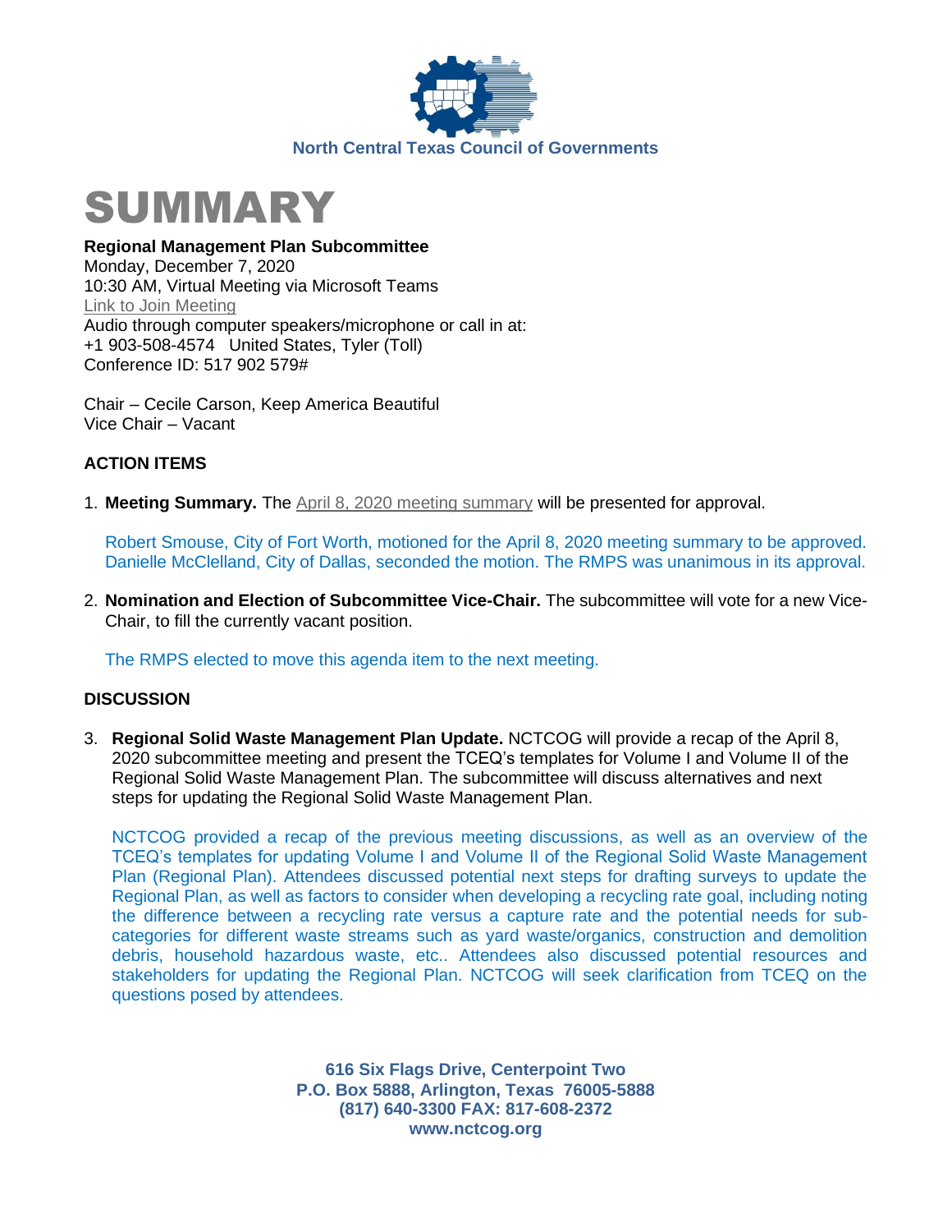North Central Texas Council of Governments

# SUMMARY

**Regional Management Plan Subcommittee**
Monday, December 7, 2020
10:30 AM, Virtual Meeting via Microsoft Teams
Link to Join Meeting
Audio through computer speakers/microphone or call in at:
+1 903-508-4574 United States, Tyler (Toll)
Conference ID: 517 902 579#

Chair – Cecile Carson, Keep America Beautiful
Vice Chair – Vacant

## ACTION ITEMS

1. **Meeting Summary.** The April 8, 2020 meeting summary will be presented for approval.

   Robert Smouse, City of Fort Worth, motioned for the April 8, 2020 meeting summary to be approved. Danielle McClelland, City of Dallas, seconded the motion. The RMPS was unanimous in its approval.

2. **Nomination and Election of Subcommittee Vice-Chair.** The subcommittee will vote for a new Vice-Chair, to fill the currently vacant position.

   The RMPS elected to move this agenda item to the next meeting.

## DISCUSSION

3. **Regional Solid Waste Management Plan Update.** NCTCOG will provide a recap of the April 8, 2020 subcommittee meeting and present the TCEQ's templates for Volume I and Volume II of the Regional Solid Waste Management Plan. The subcommittee will discuss alternatives and next steps for updating the Regional Solid Waste Management Plan.

   NCTCOG provided a recap of the previous meeting discussions, as well as an overview of the TCEQ's templates for updating Volume I and Volume II of the Regional Solid Waste Management Plan (Regional Plan). Attendees discussed potential next steps for drafting surveys to update the Regional Plan, as well as factors to consider when developing a recycling rate goal, including noting the difference between a recycling rate versus a capture rate and the potential needs for sub-categories for different waste streams such as yard waste/organics, construction and demolition debris, household hazardous waste, etc.. Attendees also discussed potential resources and stakeholders for updating the Regional Plan. NCTCOG will seek clarification from TCEQ on the questions posed by attendees.

**616 Six Flags Drive, Centerpoint Two**
**P.O. Box 5888, Arlington, Texas 76005-5888**
**(817) 640-3300 FAX: 817-608-2372**
**www.nctcog.org**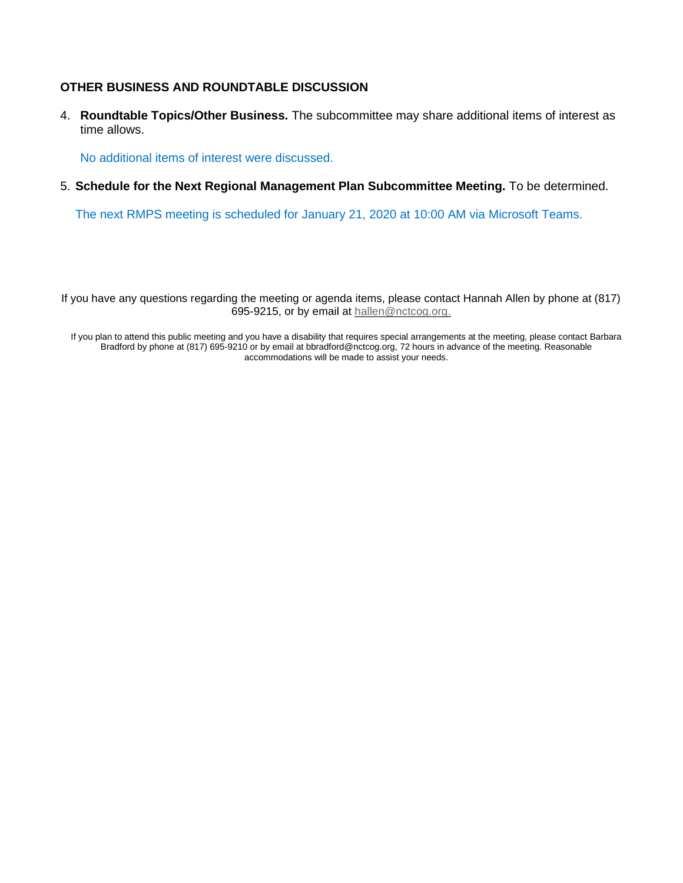## OTHER BUSINESS AND ROUNDTABLE DISCUSSION

4. **Roundtable Topics/Other Business.** The subcommittee may share additional items of interest as time allows.

   No additional items of interest were discussed.

5. **Schedule for the Next Regional Management Plan Subcommittee Meeting.** To be determined.

   The next RMPS meeting is scheduled for January 21, 2020 at 10:00 AM via Microsoft Teams.

If you have any questions regarding the meeting or agenda items, please contact Hannah Allen by phone at (817) 695-9215, or by email at hallen@nctcog.org.

If you plan to attend this public meeting and you have a disability that requires special arrangements at the meeting, please contact Barbara Bradford by phone at (817) 695-9210 or by email at bbradford@nctcog.org, 72 hours in advance of the meeting. Reasonable accommodations will be made to assist your needs.